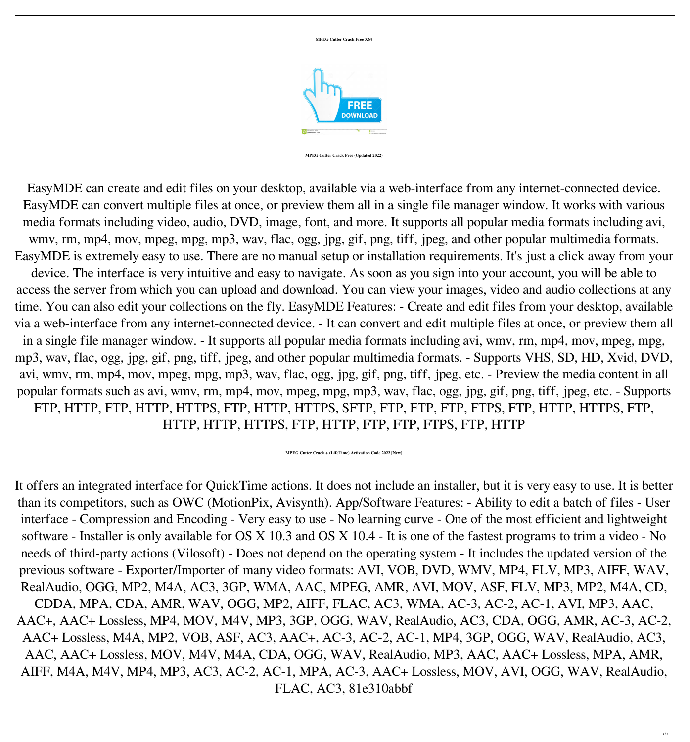**MPEG Cutter Crack Free X64**

**MPEG Cutter Crack Free (Updated 2022)**

EasyMDE can create and edit files on your desktop, available via a web-interface from any internet-connected device. EasyMDE can convert multiple files at once, or preview them all in a single file manager window. It works with various media formats including video, audio, DVD, image, font, and more. It supports all popular media formats including avi, wmv, rm, mp4, mov, mpeg, mpg, mp3, wav, flac, ogg, jpg, gif, png, tiff, jpeg, and other popular multimedia formats. EasyMDE is extremely easy to use. There are no manual setup or installation requirements. It's just a click away from your device. The interface is very intuitive and easy to navigate. As soon as you sign into your account, you will be able to access the server from which you can upload and download. You can view your images, video and audio collections at any time. You can also edit your collections on the fly. EasyMDE Features: - Create and edit files from your desktop, available via a web-interface from any internet-connected device. - It can convert and edit multiple files at once, or preview them all in a single file manager window. - It supports all popular media formats including avi, wmv, rm, mp4, mov, mpeg, mpg, mp3, wav, flac, ogg, jpg, gif, png, tiff, jpeg, and other popular multimedia formats. - Supports VHS, SD, HD, Xvid, DVD, avi, wmv, rm, mp4, mov, mpeg, mpg, mp3, wav, flac, ogg, jpg, gif, png, tiff, jpeg, etc. - Preview the media content in all popular formats such as avi, wmv, rm, mp4, mov, mpeg, mpg, mp3, wav, flac, ogg, jpg, gif, png, tiff, jpeg, etc. - Supports FTP, HTTP, FTP, HTTP, HTTPS, FTP, HTTP, HTTPS, SFTP, FTP, FTP, FTP, FTPS, FTP, HTTP, HTTPS, FTP, HTTP, HTTP, HTTPS, FTP, HTTP, FTP, FTP, FTPS, FTP, HTTP

**MPEG Cutter Crack + (LifeTime) Activation Code 2022 [New]**

It offers an integrated interface for QuickTime actions. It does not include an installer, but it is very easy to use. It is better than its competitors, such as OWC (MotionPix, Avisynth). App/Software Features: - Ability to edit a batch of files - User interface - Compression and Encoding - Very easy to use - No learning curve - One of the most efficient and lightweight software - Installer is only available for OS X 10.3 and OS X 10.4 - It is one of the fastest programs to trim a video - No needs of third-party actions (Vilosoft) - Does not depend on the operating system - It includes the updated version of the previous software - Exporter/Importer of many video formats: AVI, VOB, DVD, WMV, MP4, FLV, MP3, AIFF, WAV, RealAudio, OGG, MP2, M4A, AC3, 3GP, WMA, AAC, MPEG, AMR, AVI, MOV, ASF, FLV, MP3, MP2, M4A, CD, CDDA, MPA, CDA, AMR, WAV, OGG, MP2, AIFF, FLAC, AC3, WMA, AC-3, AC-2, AC-1, AVI, MP3, AAC, AAC+, AAC+ Lossless, MP4, MOV, M4V, MP3, 3GP, OGG, WAV, RealAudio, AC3, CDA, OGG, AMR, AC-3, AC-2, AAC+ Lossless, M4A, MP2, VOB, ASF, AC3, AAC+, AC-3, AC-2, AC-1, MP4, 3GP, OGG, WAV, RealAudio, AC3, AAC, AAC+ Lossless, MOV, M4V, M4A, CDA, OGG, WAV, RealAudio, MP3, AAC, AAC+ Lossless, MPA, AMR, AIFF, M4A, M4V, MP4, MP3, AC3, AC-2, AC-1, MPA, AC-3, AAC+ Lossless, MOV, AVI, OGG, WAV, RealAudio, FLAC, AC3, 81e310abbf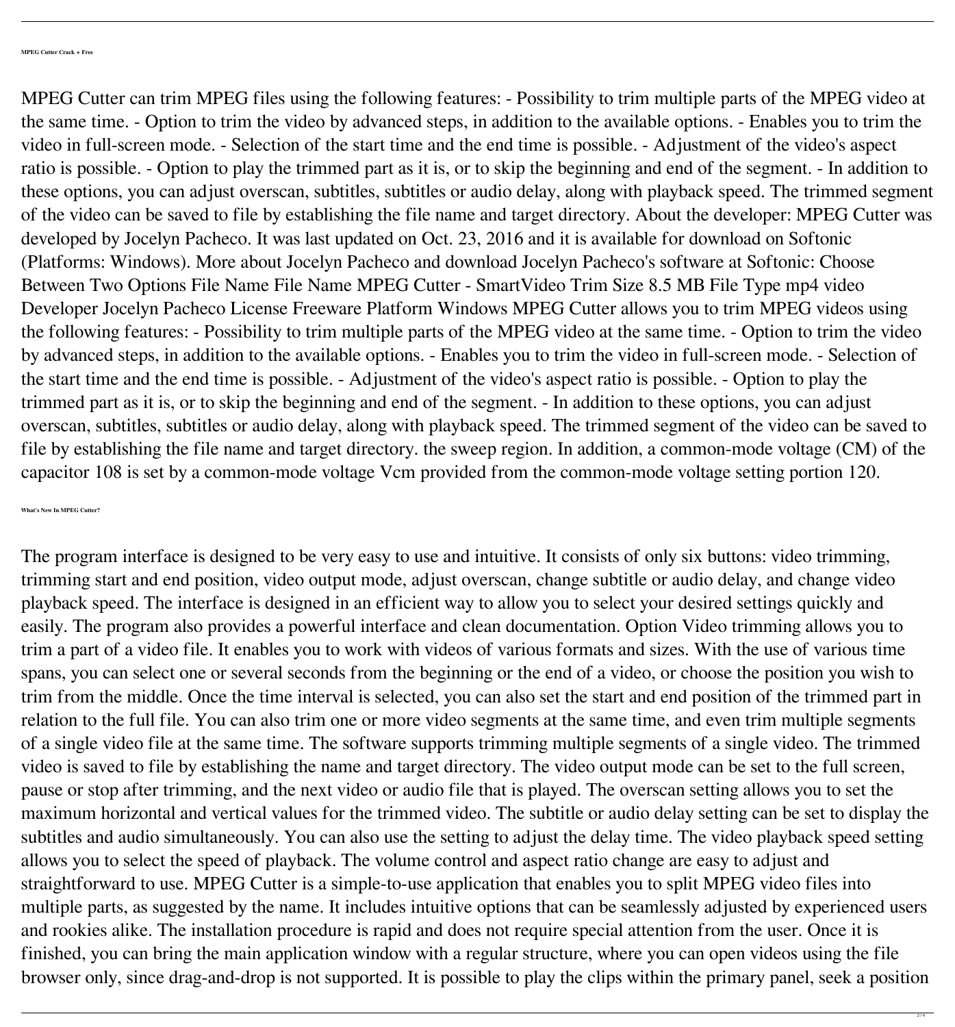#### MPEG Cutter Crack + Free

MPEG Cutter can trim MPEG files using the following features: - Possibility to trim multiple parts of the MPEG video at the same time. - Option to trim the video by advanced steps, in addition to the available options. - Enables you to trim the video in full-screen mode. - Selection of the start time and the end time is possible. - Adjustment of the video's aspect ratio is possible. - Option to play the trimmed part as it is, or to skip the beginning and end of the segment. - In addition to these options, you can adjust overscan, subtitles, subtitles or audio delay, along with playback speed. The trimmed segment of the video can be saved to file by establishing the file name and target directory. About the developer: MPEG Cutter was developed by Jocelyn Pacheco. It was last updated on Oct. 23, 2016 and it is available for download on Softonic (Platforms: Windows). More about Jocelyn Pacheco and download Jocelyn Pacheco's software at Softonic: Choose Between Two Options File Name File Name MPEG Cutter - SmartVideo Trim Size 8.5 MB File Type mp4 video Developer Jocelyn Pacheco License Freeware Platform Windows MPEG Cutter allows you to trim MPEG videos using the following features: - Possibility to trim multiple parts of the MPEG video at the same time. - Option to trim the video by advanced steps, in addition to the available options. - Enables you to trim the video in full-screen mode. - Selection of the start time and the end time is possible. - Adjustment of the video's aspect ratio is possible. - Option to play the trimmed part as it is, or to skip the beginning and end of the segment. - In addition to these options, you can adjust overscan, subtitles, subtitles or audio delay, along with playback speed. The trimmed segment of the video can be saved to file by establishing the file name and target directory. the sweep region. In addition, a common-mode voltage (CM) of the capacitor 108 is set by a common-mode voltage Vcm provided from the common-mode voltage setting portion 120.

#### What's New In MPEG Cutter?

The program interface is designed to be very easy to use and intuitive. It consists of only six buttons: video trimming, trimming start and end position, video output mode, adjust overscan, change subtitle or audio delay, and change video playback speed. The interface is designed in an efficient way to allow you to select your desired settings quickly and easily. The program also provides a powerful interface and clean documentation. Option Video trimming allows you to trim a part of a video file. It enables you to work with videos of various formats and sizes. With the use of various time spans, you can select one or several seconds from the beginning or the end of a video, or choose the position you wish to trim from the middle. Once the time interval is selected, you can also set the start and end position of the trimmed part in relation to the full file. You can also trim one or more video segments at the same time, and even trim multiple segments of a single video file at the same time. The software supports trimming multiple segments of a single video. The trimmed video is saved to file by establishing the name and target directory. The video output mode can be set to the full screen, pause or stop after trimming, and the next video or audio file that is played. The overscan setting allows you to set the maximum horizontal and vertical values for the trimmed video. The subtitle or audio delay setting can be set to display the subtitles and audio simultaneously. You can also use the setting to adjust the delay time. The video playback speed setting allows you to select the speed of playback. The volume control and aspect ratio change are easy to adjust and straightforward to use. MPEG Cutter is a simple-to-use application that enables you to split MPEG video files into multiple parts, as suggested by the name. It includes intuitive options that can be seamlessly adjusted by experienced users and rookies alike. The installation procedure is rapid and does not require special attention from the user. Once it is finished, you can bring the main application window with a regular structure, where you can open videos using the file browser only, since drag-and-drop is not supported. It is possible to play the clips within the primary panel, seek a position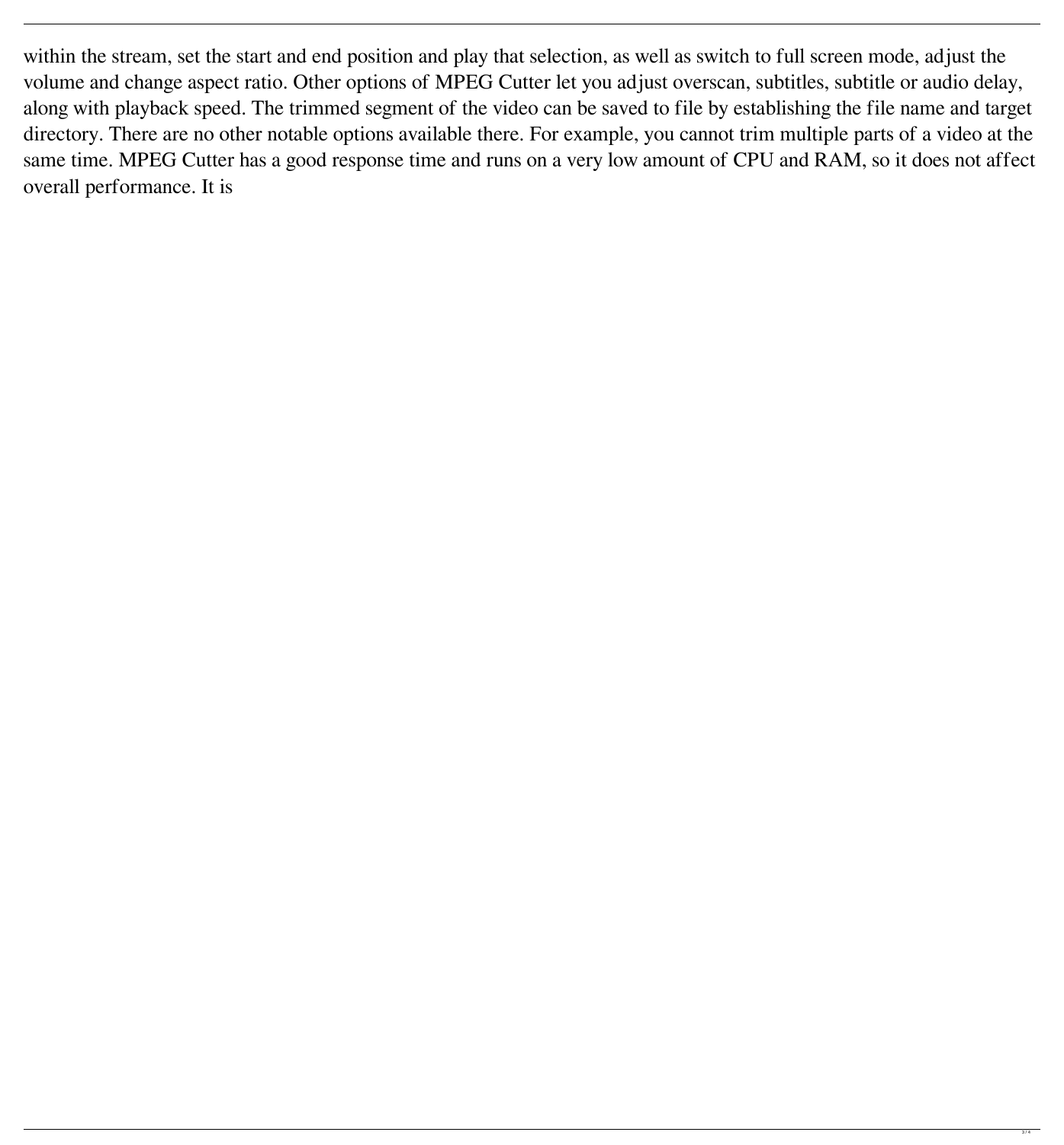within the stream, set the start and end position and play that selection, as well as switch to full screen mode, adjust the volume and change aspect ratio. Other options of MPEG Cutter let you adjust overscan, subtitles, subtitle or audio delay, along with playback speed. The trimmed segment of the video can be saved to file by establishing the file name and target directory. There are no other notable options available there. For example, you cannot trim multiple parts of a video at the same time. MPEG Cutter has a good response time and runs on a very low amount of CPU and RAM, so it does not affect overall performance. It is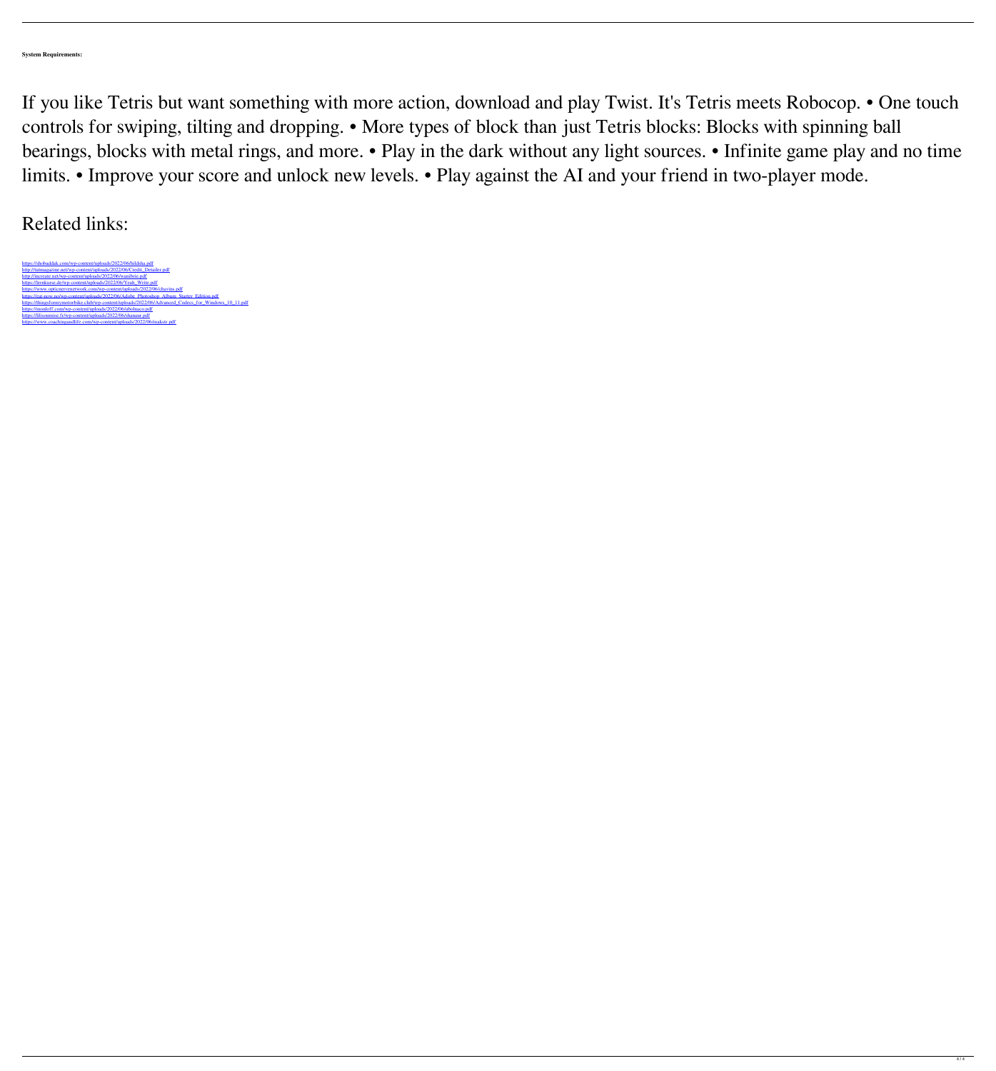**System Requirements:**

If you like Tetris but want something with more action, download and play Twist. It's Tetris meets Robocop. • One touch controls for swiping, tilting and dropping. • More types of block than just Tetris blocks: Blocks with spinning ball bearings, blocks with metal rings, and more. • Play in the dark without any light sources. • Infinite game play and no time limits. • Improve your score and unlock new levels. • Play against the AI and your friend in two-player mode.

Related links:

https://shobaddak.com/wp-content/uploads/2022/06/hildsha.pdf
http://tutmagazine.net/wp-content/uploads/2022/06/Credit_Detailer.pdf
http://increate.net/wp-content/uploads/2022/06/wanibrie.pdf
https://lernkurse.de/wp-content/uploads/2022/06/Yeah_Write.pdf
https://www.opticnervenetwork.com/wp-content/uploads/2022/06/chavins.pdf
https://eat-now.no/wp-content/uploads/2022/06/Adobe_Photoshop_Album_Starter_Edition.pdf
https://thingsformymotorbike.club/wp-content/uploads/2022/06/Advanced_Codecs_for_Windows_10_11.pdf
https://monloff.com/wp-content/uploads/2022/06/ubolnaco.pdf
https://lilisounise.fr/wp-content/uploads/2022/06/shanmr.pdf
https://www.coachingandlife.com/wp-content/uploads/2022/06/makstr.pdf